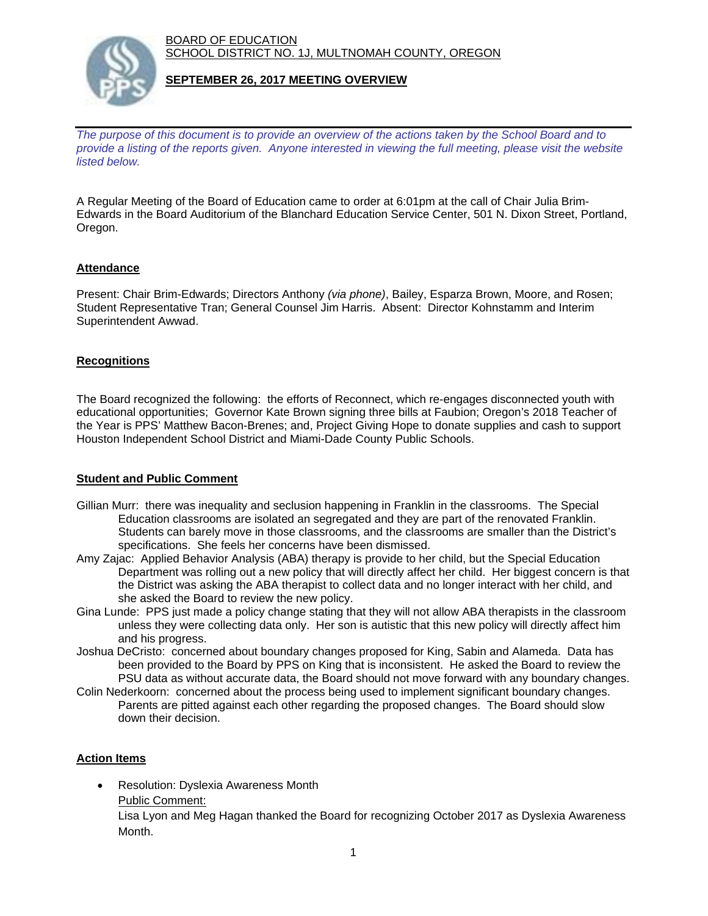BOARD OF EDUCATION
SCHOOL DISTRICT NO. 1J, MULTNOMAH COUNTY, OREGON

**SEPTEMBER 26, 2017 MEETING OVERVIEW**

*The purpose of this document is to provide an overview of the actions taken by the School Board and to provide a listing of the reports given. Anyone interested in viewing the full meeting, please visit the website listed below.*

A Regular Meeting of the Board of Education came to order at 6:01pm at the call of Chair Julia Brim-Edwards in the Board Auditorium of the Blanchard Education Service Center, 501 N. Dixon Street, Portland, Oregon.

## Attendance

Present: Chair Brim-Edwards; Directors Anthony *(via phone)*, Bailey, Esparza Brown, Moore, and Rosen; Student Representative Tran; General Counsel Jim Harris. Absent: Director Kohnstamm and Interim Superintendent Awwad.

## Recognitions

The Board recognized the following: the efforts of Reconnect, which re-engages disconnected youth with educational opportunities; Governor Kate Brown signing three bills at Faubion; Oregon's 2018 Teacher of the Year is PPS' Matthew Bacon-Brenes; and, Project Giving Hope to donate supplies and cash to support Houston Independent School District and Miami-Dade County Public Schools.

## Student and Public Comment

Gillian Murr: there was inequality and seclusion happening in Franklin in the classrooms. The Special Education classrooms are isolated an segregated and they are part of the renovated Franklin. Students can barely move in those classrooms, and the classrooms are smaller than the District's specifications. She feels her concerns have been dismissed.

Amy Zajac: Applied Behavior Analysis (ABA) therapy is provide to her child, but the Special Education Department was rolling out a new policy that will directly affect her child. Her biggest concern is that the District was asking the ABA therapist to collect data and no longer interact with her child, and she asked the Board to review the new policy.

Gina Lunde: PPS just made a policy change stating that they will not allow ABA therapists in the classroom unless they were collecting data only. Her son is autistic that this new policy will directly affect him and his progress.

Joshua DeCristo: concerned about boundary changes proposed for King, Sabin and Alameda. Data has been provided to the Board by PPS on King that is inconsistent. He asked the Board to review the PSU data as without accurate data, the Board should not move forward with any boundary changes.

Colin Nederkoorn: concerned about the process being used to implement significant boundary changes. Parents are pitted against each other regarding the proposed changes. The Board should slow down their decision.

## Action Items

- Resolution: Dyslexia Awareness Month

  Public Comment:

  Lisa Lyon and Meg Hagan thanked the Board for recognizing October 2017 as Dyslexia Awareness Month.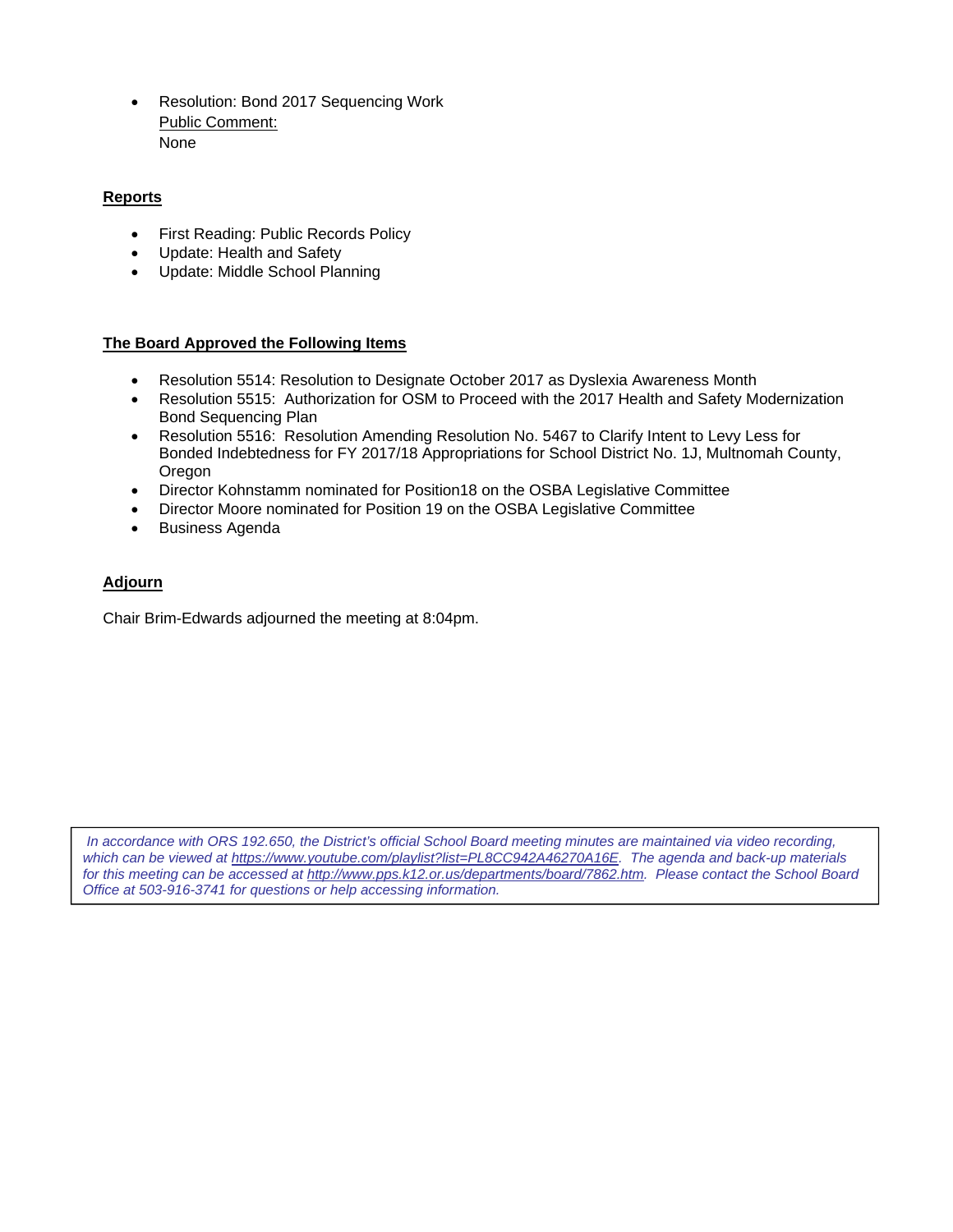- Resolution: Bond 2017 Sequencing Work
  Public Comment:
  None

## Reports

- First Reading: Public Records Policy
- Update: Health and Safety
- Update: Middle School Planning

## The Board Approved the Following Items

- Resolution 5514: Resolution to Designate October 2017 as Dyslexia Awareness Month
- Resolution 5515: Authorization for OSM to Proceed with the 2017 Health and Safety Modernization Bond Sequencing Plan
- Resolution 5516: Resolution Amending Resolution No. 5467 to Clarify Intent to Levy Less for Bonded Indebtedness for FY 2017/18 Appropriations for School District No. 1J, Multnomah County, Oregon
- Director Kohnstamm nominated for Position18 on the OSBA Legislative Committee
- Director Moore nominated for Position 19 on the OSBA Legislative Committee
- Business Agenda

## Adjourn

Chair Brim-Edwards adjourned the meeting at 8:04pm.

*In accordance with ORS 192.650, the District's official School Board meeting minutes are maintained via video recording, which can be viewed at https://www.youtube.com/playlist?list=PL8CC942A46270A16E. The agenda and back-up materials for this meeting can be accessed at http://www.pps.k12.or.us/departments/board/7862.htm. Please contact the School Board Office at 503-916-3741 for questions or help accessing information.*